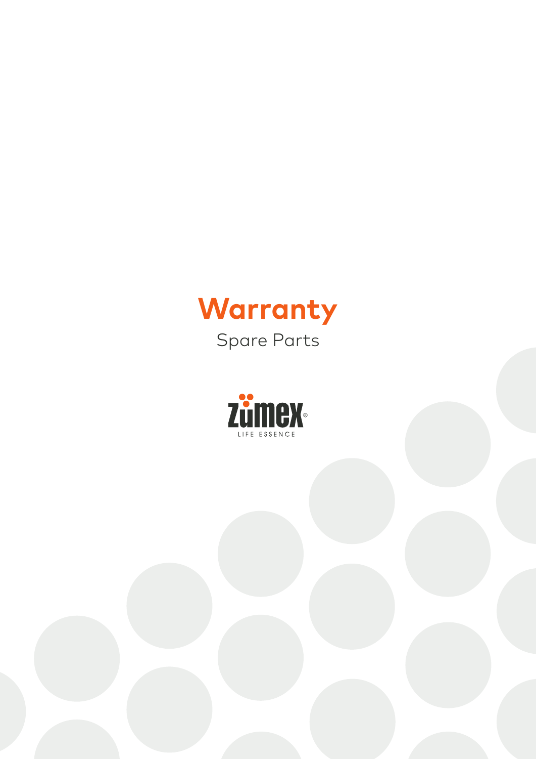# Warranty

Spare Parts

zumex®

LIFE ESSENCE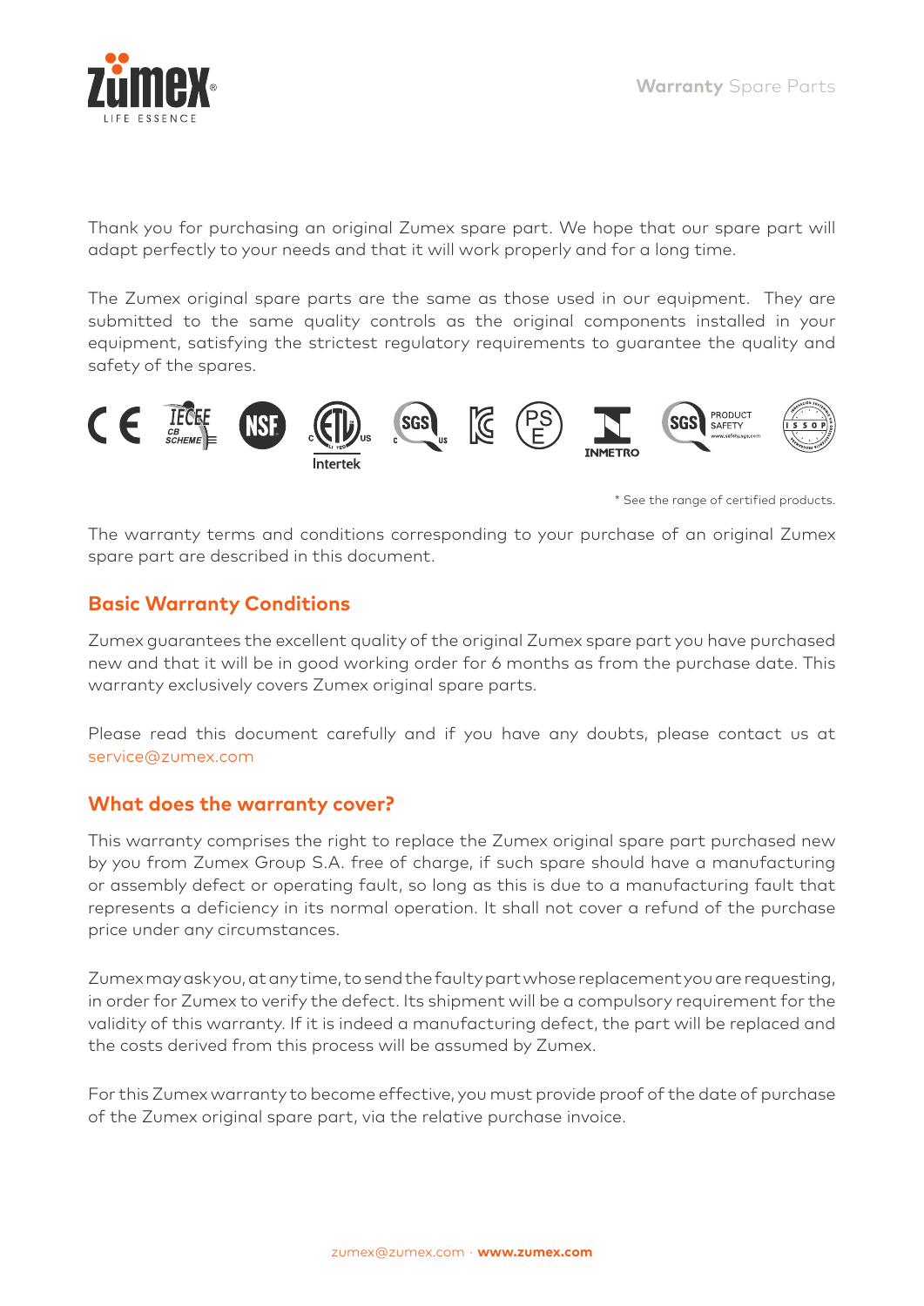Thank you for purchasing an original Zumex spare part. We hope that our spare part will adapt perfectly to your needs and that it will work properly and for a long time.

The Zumex original spare parts are the same as those used in our equipment. They are submitted to the same quality controls as the original components installed in your equipment, satisfying the strictest regulatory requirements to guarantee the quality and safety of the spares.

\* See the range of certified products.

The warranty terms and conditions corresponding to your purchase of an original Zumex spare part are described in this document.

## Basic Warranty Conditions

Zumex guarantees the excellent quality of the original Zumex spare part you have purchased new and that it will be in good working order for 6 months as from the purchase date. This warranty exclusively covers Zumex original spare parts.

Please read this document carefully and if you have any doubts, please contact us at service@zumex.com

## What does the warranty cover?

This warranty comprises the right to replace the Zumex original spare part purchased new by you from Zumex Group S.A. free of charge, if such spare should have a manufacturing or assembly defect or operating fault, so long as this is due to a manufacturing fault that represents a deficiency in its normal operation. It shall not cover a refund of the purchase price under any circumstances.

Zumex may ask you, at any time, to send the faulty part whose replacement you are requesting, in order for Zumex to verify the defect. Its shipment will be a compulsory requirement for the validity of this warranty. If it is indeed a manufacturing defect, the part will be replaced and the costs derived from this process will be assumed by Zumex.

For this Zumex warranty to become effective, you must provide proof of the date of purchase of the Zumex original spare part, via the relative purchase invoice.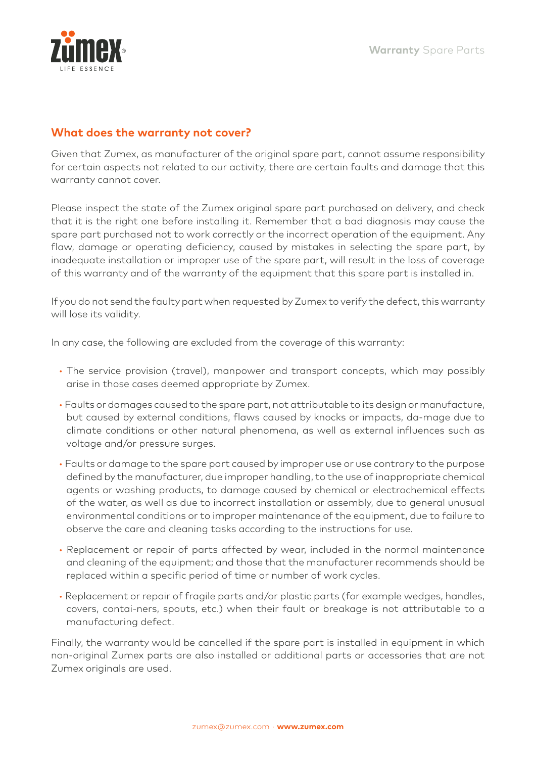## What does the warranty not cover?

Given that Zumex, as manufacturer of the original spare part, cannot assume responsibility for certain aspects not related to our activity, there are certain faults and damage that this warranty cannot cover.

Please inspect the state of the Zumex original spare part purchased on delivery, and check that it is the right one before installing it. Remember that a bad diagnosis may cause the spare part purchased not to work correctly or the incorrect operation of the equipment. Any flaw, damage or operating deficiency, caused by mistakes in selecting the spare part, by inadequate installation or improper use of the spare part, will result in the loss of coverage of this warranty and of the warranty of the equipment that this spare part is installed in.

If you do not send the faulty part when requested by Zumex to verify the defect, this warranty will lose its validity.

In any case, the following are excluded from the coverage of this warranty:

- The service provision (travel), manpower and transport concepts, which may possibly arise in those cases deemed appropriate by Zumex.
- Faults or damages caused to the spare part, not attributable to its design or manufacture, but caused by external conditions, flaws caused by knocks or impacts, da-mage due to climate conditions or other natural phenomena, as well as external influences such as voltage and/or pressure surges.
- Faults or damage to the spare part caused by improper use or use contrary to the purpose defined by the manufacturer, due improper handling, to the use of inappropriate chemical agents or washing products, to damage caused by chemical or electrochemical effects of the water, as well as due to incorrect installation or assembly, due to general unusual environmental conditions or to improper maintenance of the equipment, due to failure to observe the care and cleaning tasks according to the instructions for use.
- Replacement or repair of parts affected by wear, included in the normal maintenance and cleaning of the equipment; and those that the manufacturer recommends should be replaced within a specific period of time or number of work cycles.
- Replacement or repair of fragile parts and/or plastic parts (for example wedges, handles, covers, contai-ners, spouts, etc.) when their fault or breakage is not attributable to a manufacturing defect.

Finally, the warranty would be cancelled if the spare part is installed in equipment in which non-original Zumex parts are also installed or additional parts or accessories that are not Zumex originals are used.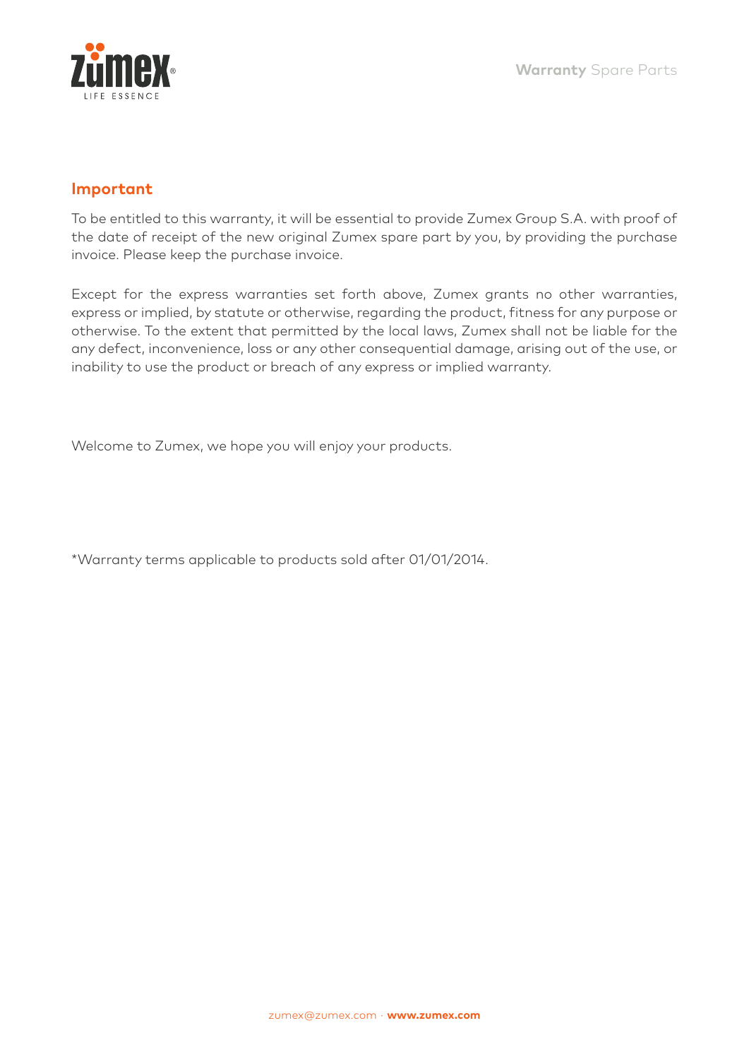## Important

To be entitled to this warranty, it will be essential to provide Zumex Group S.A. with proof of the date of receipt of the new original Zumex spare part by you, by providing the purchase invoice. Please keep the purchase invoice.

Except for the express warranties set forth above, Zumex grants no other warranties, express or implied, by statute or otherwise, regarding the product, fitness for any purpose or otherwise. To the extent that permitted by the local laws, Zumex shall not be liable for the any defect, inconvenience, loss or any other consequential damage, arising out of the use, or inability to use the product or breach of any express or implied warranty.

Welcome to Zumex, we hope you will enjoy your products.

*Warranty terms applicable to products sold after 01/01/2014.